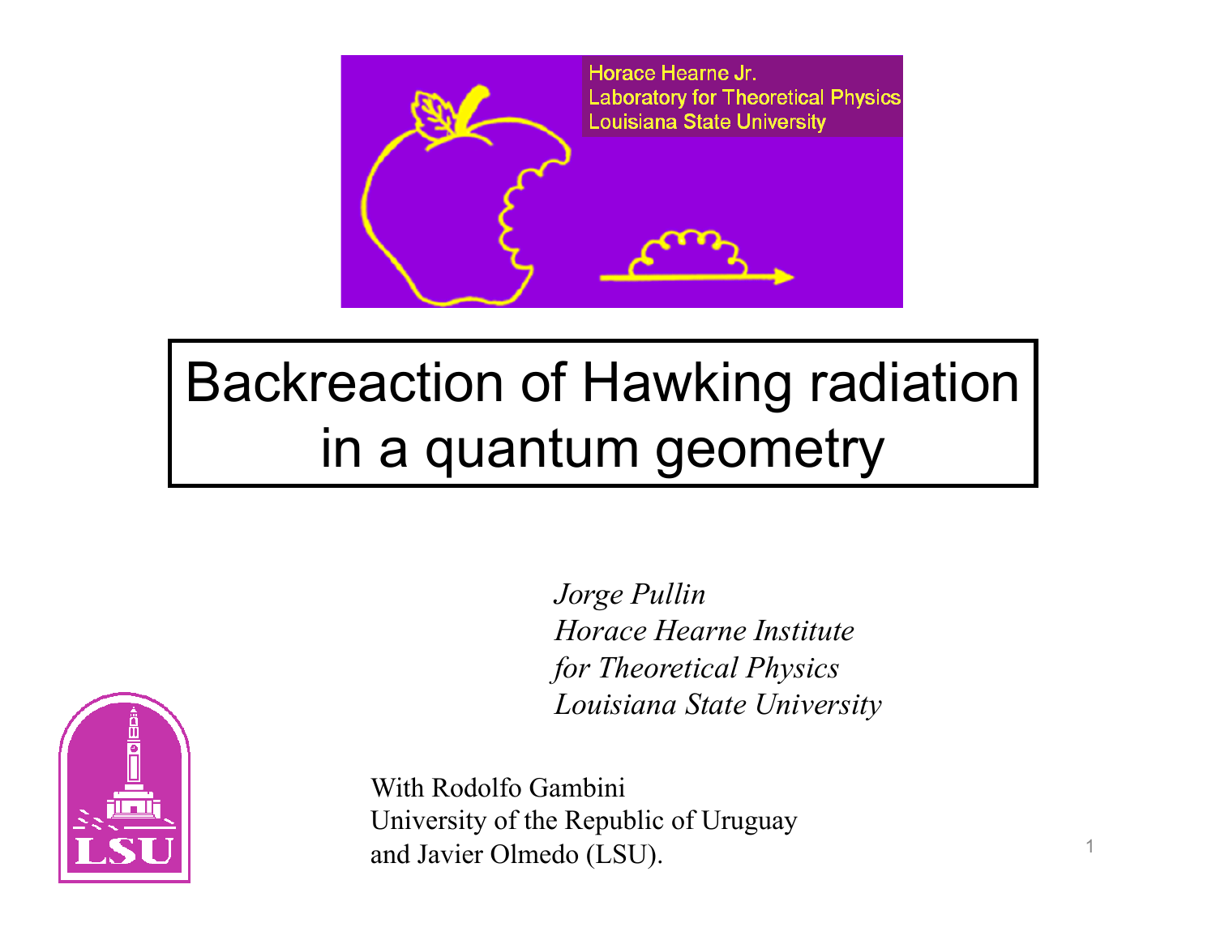Horace Hearne Jr.
Laboratory for Theoretical Physics
Louisiana State University

# Backreaction of Hawking radiation in a quantum geometry

*Jorge Pullin*
*Horace Hearne Institute*
*for Theoretical Physics*
*Louisiana State University*

With Rodolfo Gambini
University of the Republic of Uruguay
and Javier Olmedo (LSU).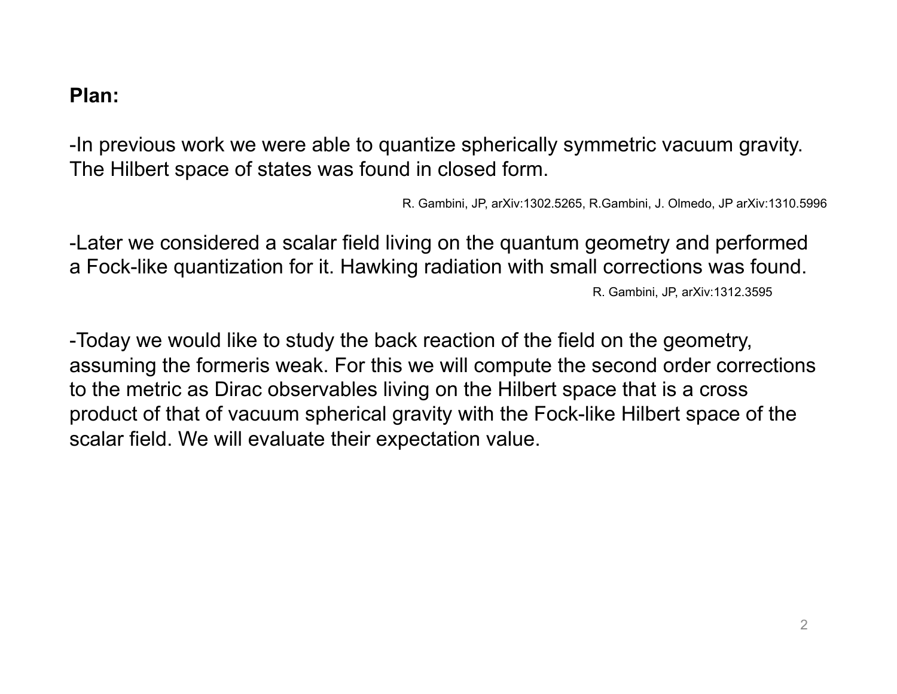**Plan:**

-In previous work we were able to quantize spherically symmetric vacuum gravity. The Hilbert space of states was found in closed form.

R. Gambini, JP, arXiv:1302.5265, R.Gambini, J. Olmedo, JP arXiv:1310.5996

-Later we considered a scalar field living on the quantum geometry and performed a Fock-like quantization for it. Hawking radiation with small corrections was found.

R. Gambini, JP, arXiv:1312.3595

-Today we would like to study the back reaction of the field on the geometry, assuming the formeris weak. For this we will compute the second order corrections to the metric as Dirac observables living on the Hilbert space that is a cross product of that of vacuum spherical gravity with the Fock-like Hilbert space of the scalar field. We will evaluate their expectation value.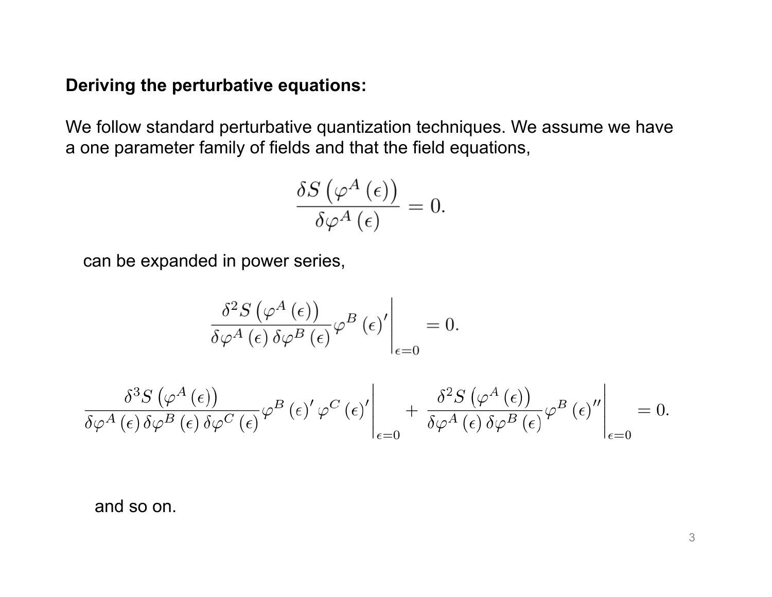**Deriving the perturbative equations:**

We follow standard perturbative quantization techniques. We assume we have a one parameter family of fields and that the field equations,

$$\frac{\delta S\left(\varphi^{A}\left(\epsilon\right)\right)}{\delta\varphi^{A}\left(\epsilon\right)}=0.$$

can be expanded in power series,

$$\left.\frac{\delta^{2} S\left(\varphi^{A}\left(\epsilon\right)\right)}{\delta\varphi^{A}\left(\epsilon\right)\delta\varphi^{B}\left(\epsilon\right)}\varphi^{B}\left(\epsilon\right)'\right|_{\epsilon=0}=0.$$

$$\left.\frac{\delta^{3} S\left(\varphi^{A}\left(\epsilon\right)\right)}{\delta\varphi^{A}\left(\epsilon\right)\delta\varphi^{B}\left(\epsilon\right)\delta\varphi^{C}\left(\epsilon\right)}\varphi^{B}\left(\epsilon\right)'\varphi^{C}\left(\epsilon\right)'\right|_{\epsilon=0}+\left.\frac{\delta^{2} S\left(\varphi^{A}\left(\epsilon\right)\right)}{\delta\varphi^{A}\left(\epsilon\right)\delta\varphi^{B}\left(\epsilon\right)}\varphi^{B}\left(\epsilon\right)''\right|_{\epsilon=0}=0.$$

and so on.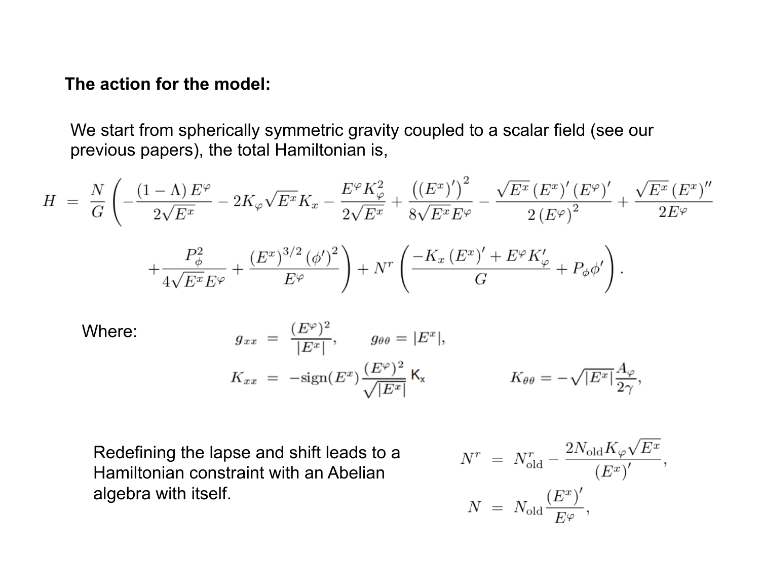**The action for the model:**

We start from spherically symmetric gravity coupled to a scalar field (see our previous papers), the total Hamiltonian is,

$$
\begin{aligned}
H \; = \; & \frac{N}{G}\left(-\frac{(1-\Lambda)\,E^{\varphi}}{2\sqrt{E^{x}}} - 2K_{\varphi}\sqrt{E^{x}}K_{x} - \frac{E^{\varphi}K_{\varphi}^{2}}{2\sqrt{E^{x}}} + \frac{\left((E^{x})'\right)^{2}}{8\sqrt{E^{x}}E^{\varphi}} - \frac{\sqrt{E^{x}}\,(E^{x})'\,(E^{\varphi})'}{2\,(E^{\varphi})^{2}} + \frac{\sqrt{E^{x}}\,(E^{x})''}{2E^{\varphi}}\right. \\
& \left. + \frac{P_{\phi}^{2}}{4\sqrt{E^{x}}E^{\varphi}} + \frac{(E^{x})^{3/2}\,(\phi')^{2}}{E^{\varphi}}\right) + N^{r}\left(\frac{-K_{x}\,(E^{x})' + E^{\varphi}K_{\varphi}'}{G} + P_{\phi}\phi'\right).
\end{aligned}
$$

Where:

$$
g_{xx} = \frac{(E^{\varphi})^{2}}{|E^{x}|}, \qquad g_{\theta\theta} = |E^{x}|,
$$

$$
K_{xx} = -\mathrm{sign}(E^{x})\frac{(E^{\varphi})^{2}}{\sqrt{|E^{x}|}}K_{x} \qquad\qquad K_{\theta\theta} = -\sqrt{|E^{x}|}\frac{A_{\varphi}}{2\gamma},
$$

Redefining the lapse and shift leads to a Hamiltonian constraint with an Abelian algebra with itself.

$$
\begin{aligned}
N^{r} &= N^{r}_{\mathrm{old}} - \frac{2N_{\mathrm{old}}K_{\varphi}\sqrt{E^{x}}}{(E^{x})'}, \\
N &= N_{\mathrm{old}}\frac{(E^{x})'}{E^{\varphi}},
\end{aligned}
$$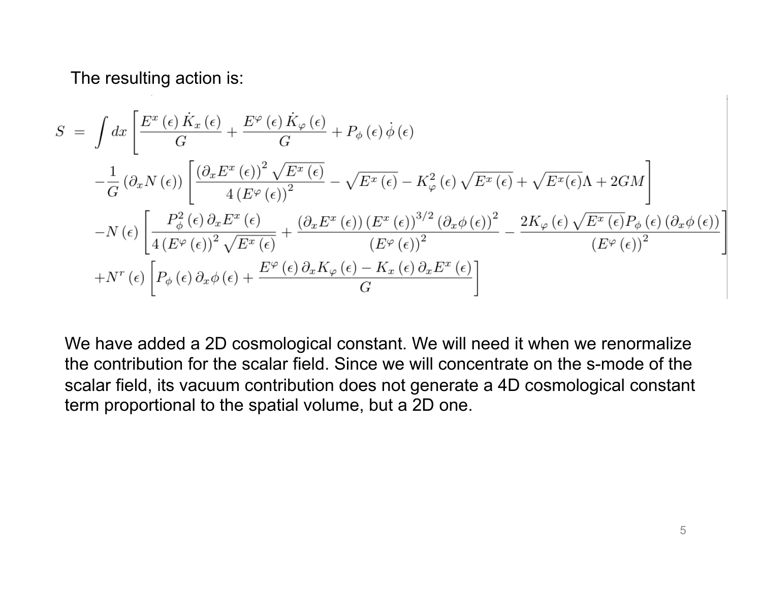The resulting action is:

$$
\begin{aligned}
S \;=\; & \int dx \left[ \frac{E^x(\epsilon)\,\dot{K}_x(\epsilon)}{G} + \frac{E^\varphi(\epsilon)\,\dot{K}_\varphi(\epsilon)}{G} + P_\phi(\epsilon)\,\dot{\phi}(\epsilon) \right. \\
& -\frac{1}{G}\left(\partial_x N(\epsilon)\right)\left[ \frac{\left(\partial_x E^x(\epsilon)\right)^2 \sqrt{E^x(\epsilon)}}{4\left(E^\varphi(\epsilon)\right)^2} - \sqrt{E^x(\epsilon)} - K_\varphi^2(\epsilon)\sqrt{E^x(\epsilon)} + \sqrt{E^x(\epsilon)}\Lambda + 2GM \right] \\
& -N(\epsilon)\left[ \frac{P_\phi^2(\epsilon)\,\partial_x E^x(\epsilon)}{4\left(E^\varphi(\epsilon)\right)^2\sqrt{E^x(\epsilon)}} + \frac{\left(\partial_x E^x(\epsilon)\right)\left(E^x(\epsilon)\right)^{3/2}\left(\partial_x \phi(\epsilon)\right)^2}{\left(E^\varphi(\epsilon)\right)^2} - \frac{2K_\varphi(\epsilon)\sqrt{E^x(\epsilon)}P_\phi(\epsilon)\left(\partial_x \phi(\epsilon)\right)}{\left(E^\varphi(\epsilon)\right)^2} \right] \\
& \left. +N^r(\epsilon)\left[ P_\phi(\epsilon)\,\partial_x \phi(\epsilon) + \frac{E^\varphi(\epsilon)\,\partial_x K_\varphi(\epsilon) - K_x(\epsilon)\,\partial_x E^x(\epsilon)}{G} \right] \right]
\end{aligned}
$$

We have added a 2D cosmological constant. We will need it when we renormalize the contribution for the scalar field. Since we will concentrate on the s-mode of the scalar field, its vacuum contribution does not generate a 4D cosmological constant term proportional to the spatial volume, but a 2D one.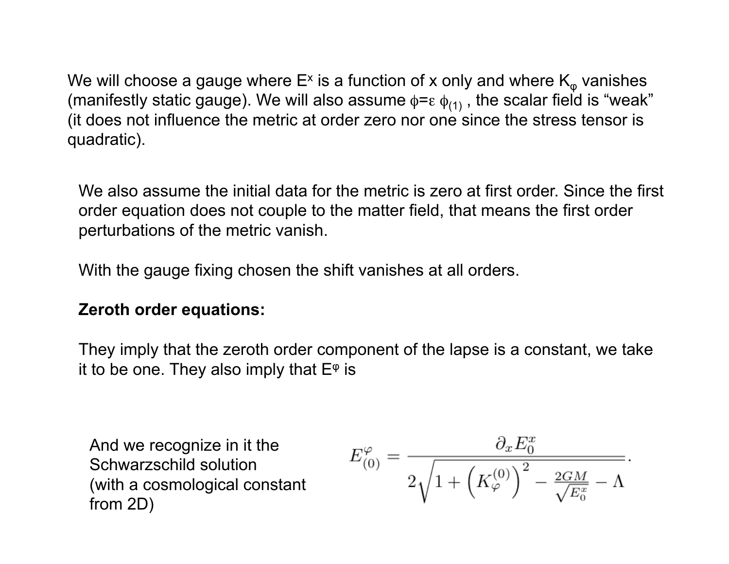We will choose a gauge where $E^x$ is a function of x only and where $K_\varphi$ vanishes (manifestly static gauge). We will also assume $\phi=\varepsilon\, \phi_{(1)}$ , the scalar field is "weak" (it does not influence the metric at order zero nor one since the stress tensor is quadratic).

We also assume the initial data for the metric is zero at first order. Since the first order equation does not couple to the matter field, that means the first order perturbations of the metric vanish.

With the gauge fixing chosen the shift vanishes at all orders.

**Zeroth order equations:**

They imply that the zeroth order component of the lapse is a constant, we take it to be one. They also imply that $E^\varphi$ is

And we recognize in it the Schwarzschild solution (with a cosmological constant from 2D)

$$E^\varphi_{(0)} = \frac{\partial_x E^x_0}{2\sqrt{1+\left(K^{(0)}_\varphi\right)^2 - \frac{2GM}{\sqrt{E^x_0}} - \Lambda}}.$$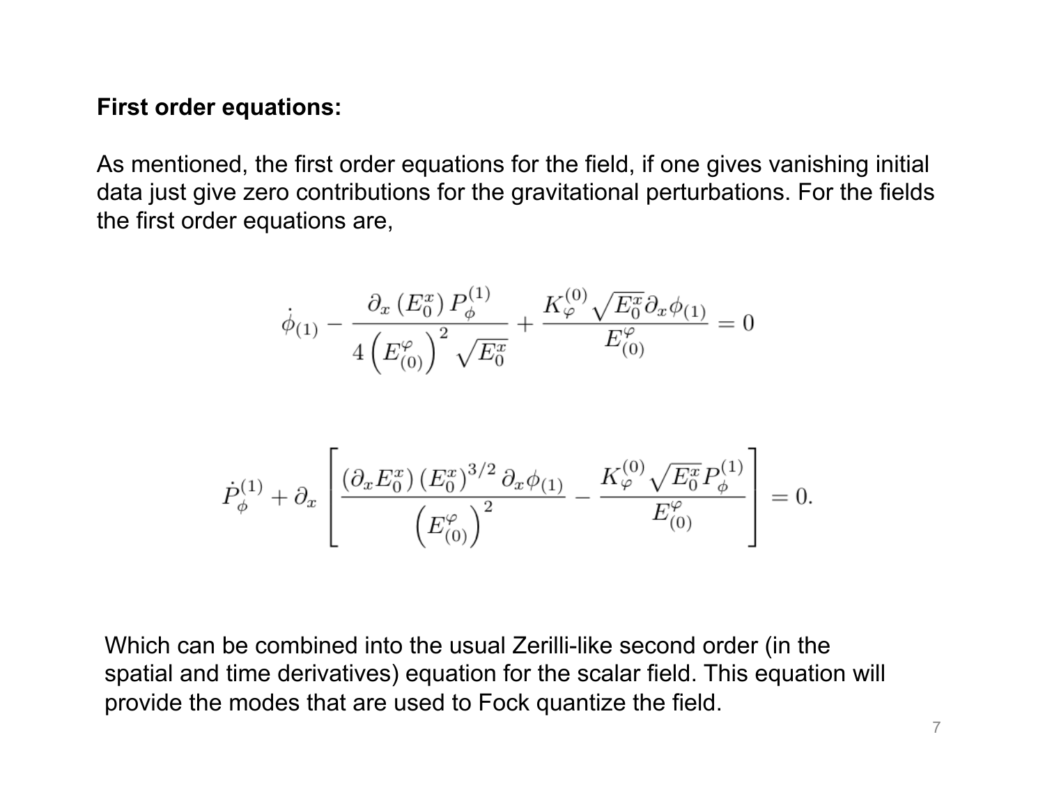**First order equations:**

As mentioned, the first order equations for the field, if one gives vanishing initial data just give zero contributions for the gravitational perturbations. For the fields the first order equations are,

$$\dot{\phi}_{(1)} - \frac{\partial_x \left(E_0^x\right) P_\phi^{(1)}}{4\left(E_{(0)}^\varphi\right)^2 \sqrt{E_0^x}} + \frac{K_\varphi^{(0)} \sqrt{E_0^x} \partial_x \phi_{(1)}}{E_{(0)}^\varphi} = 0$$

$$\dot{P}_\phi^{(1)} + \partial_x \left[ \frac{\left(\partial_x E_0^x\right) \left(E_0^x\right)^{3/2} \partial_x \phi_{(1)}}{\left(E_{(0)}^\varphi\right)^2} - \frac{K_\varphi^{(0)} \sqrt{E_0^x} P_\phi^{(1)}}{E_{(0)}^\varphi} \right] = 0.$$

Which can be combined into the usual Zerilli-like second order (in the spatial and time derivatives) equation for the scalar field. This equation will provide the modes that are used to Fock quantize the field.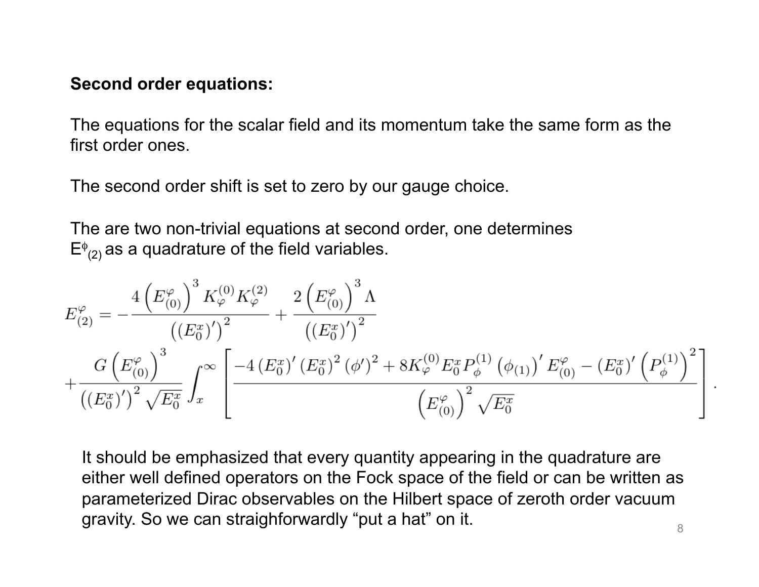**Second order equations:**

The equations for the scalar field and its momentum take the same form as the first order ones.

The second order shift is set to zero by our gauge choice.

The are two non-trivial equations at second order, one determines $E^{\phi}_{(2)}$ as a quadrature of the field variables.

$$
E^{\varphi}_{(2)} = -\frac{4\left(E^{\varphi}_{(0)}\right)^3 K^{(0)}_{\varphi} K^{(2)}_{\varphi}}{\left((E^x_0)'\right)^2} + \frac{2\left(E^{\varphi}_{(0)}\right)^3 \Lambda}{\left((E^x_0)'\right)^2}
$$

$$
+\frac{G\left(E^{\varphi}_{(0)}\right)^3}{\left((E^x_0)'\right)^2 \sqrt{E^x_0}} \int_x^{\infty} \left[ \frac{-4\left(E^x_0\right)'\left(E^x_0\right)^2 (\phi')^2 + 8K^{(0)}_{\varphi} E^x_0 P^{(1)}_{\phi} \left(\phi_{(1)}\right)' E^{\varphi}_{(0)} - \left(E^x_0\right)' \left(P^{(1)}_{\phi}\right)^2}{\left(E^{\varphi}_{(0)}\right)^2 \sqrt{E^x_0}} \right].
$$

It should be emphasized that every quantity appearing in the quadrature are either well defined operators on the Fock space of the field or can be written as parameterized Dirac observables on the Hilbert space of zeroth order vacuum gravity. So we can straighforwardly “put a hat” on it.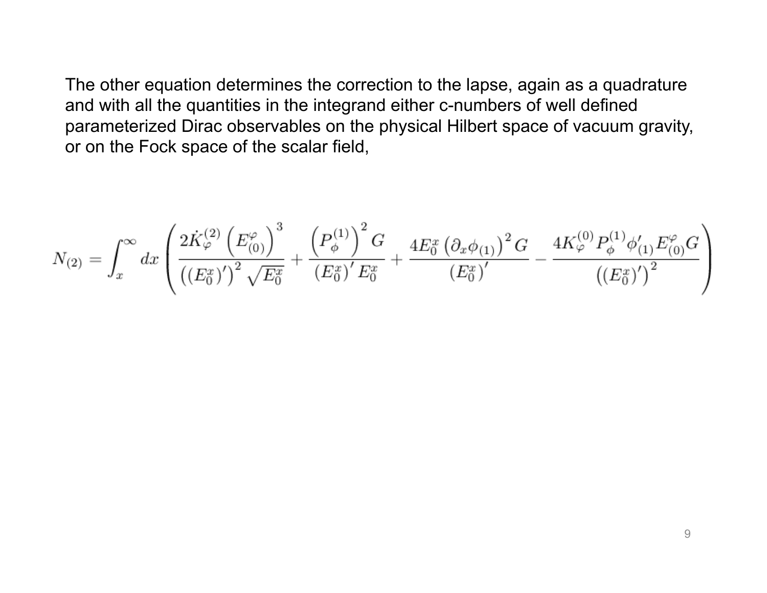The other equation determines the correction to the lapse, again as a quadrature and with all the quantities in the integrand either c-numbers of well defined parameterized Dirac observables on the physical Hilbert space of vacuum gravity, or on the Fock space of the scalar field,

$$N_{(2)} = \int_x^\infty dx \left( \frac{2\dot{K}_\varphi^{(2)} \left(E^\varphi_{(0)}\right)^3}{\left((E^x_0)'\right)^2 \sqrt{E^x_0}} + \frac{\left(P^{(1)}_\phi\right)^2 G}{(E^x_0)' E^x_0} + \frac{4E^x_0 \left(\partial_x \phi_{(1)}\right)^2 G}{(E^x_0)'} - \frac{4K^{(0)}_\varphi P^{(1)}_\phi \phi'_{(1)} E^\varphi_{(0)} G}{\left((E^x_0)'\right)^2} \right)$$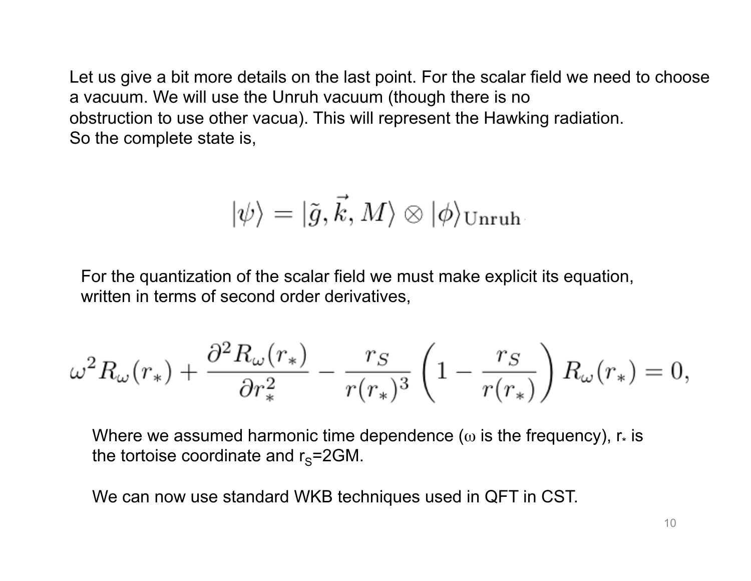Let us give a bit more details on the last point. For the scalar field we need to choose a vacuum. We will use the Unruh vacuum (though there is no obstruction to use other vacua). This will represent the Hawking radiation. So the complete state is,

$$|\psi\rangle = |\tilde{g}, \vec{k}, M\rangle \otimes |\phi\rangle_{\text{Unruh}}$$

For the quantization of the scalar field we must make explicit its equation, written in terms of second order derivatives,

$$\omega^2 R_\omega(r_*) + \frac{\partial^2 R_\omega(r_*)}{\partial r_*^2} - \frac{r_S}{r(r_*)^3}\left(1 - \frac{r_S}{r(r_*)}\right) R_\omega(r_*) = 0,$$

Where we assumed harmonic time dependence ($\omega$ is the frequency), $r_*$ is the tortoise coordinate and $r_S=2GM$.

We can now use standard WKB techniques used in QFT in CST.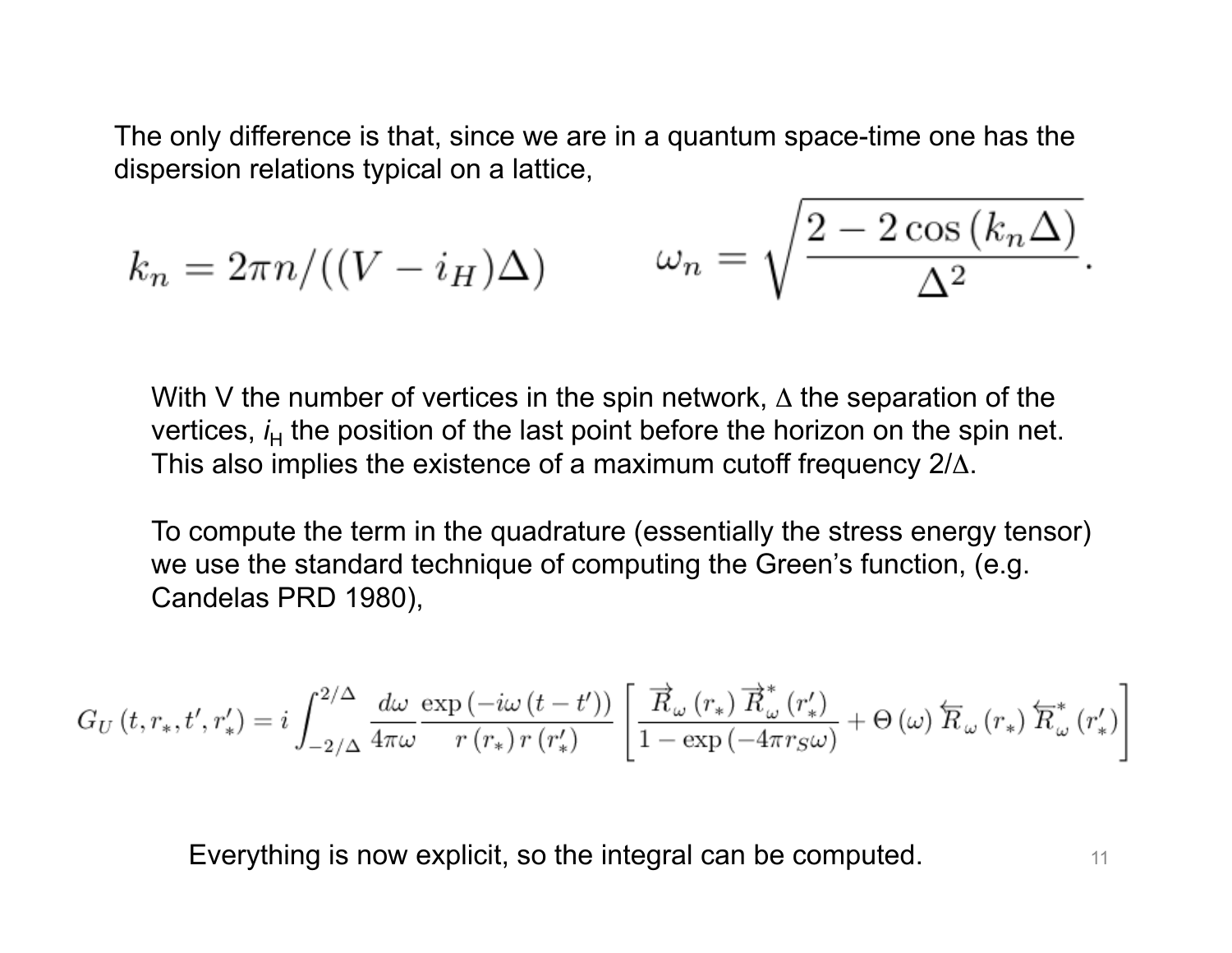The only difference is that, since we are in a quantum space-time one has the dispersion relations typical on a lattice,

$$k_n = 2\pi n/((V - i_H)\Delta) \qquad \omega_n = \sqrt{\frac{2 - 2\cos\left(k_n \Delta\right)}{\Delta^2}}.$$

With V the number of vertices in the spin network, $\Delta$ the separation of the vertices, $i_H$ the position of the last point before the horizon on the spin net. This also implies the existence of a maximum cutoff frequency $2/\Delta$.

To compute the term in the quadrature (essentially the stress energy tensor) we use the standard technique of computing the Green's function, (e.g. Candelas PRD 1980),

$$G_U\left(t, r_*, t', r_*'\right) = i \int_{-2/\Delta}^{2/\Delta} \frac{d\omega}{4\pi\omega} \frac{\exp\left(-i\omega\left(t - t'\right)\right)}{r\left(r_*\right) r\left(r_*'\right)} \left[\frac{\overrightarrow{R}_\omega\left(r_*\right) \overrightarrow{R}_\omega^*\left(r_*'\right)}{1 - \exp\left(-4\pi r_S \omega\right)} + \Theta\left(\omega\right) \overleftarrow{R}_\omega\left(r_*\right) \overleftarrow{R}_\omega^*\left(r_*'\right)\right]$$

Everything is now explicit, so the integral can be computed.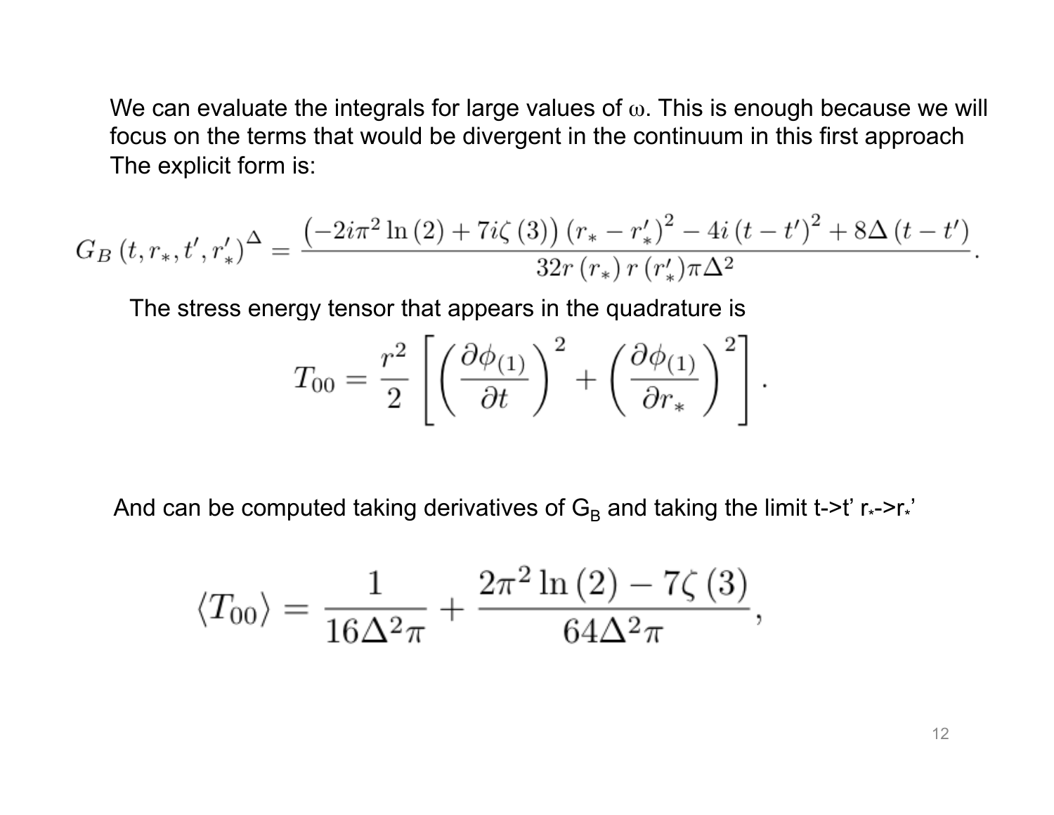We can evaluate the integrals for large values of $\omega$. This is enough because we will focus on the terms that would be divergent in the continuum in this first approach The explicit form is:

$$G_B\left(t, r_*, t', r_*'\right)^{\Delta} = \frac{\left(-2i\pi^2 \ln(2) + 7i\zeta(3)\right)\left(r_* - r_*'\right)^2 - 4i\left(t - t'\right)^2 + 8\Delta\left(t - t'\right)}{32 r\left(r_*\right) r\left(r_*'\right) \pi \Delta^2}.$$

The stress energy tensor that appears in the quadrature is

$$T_{00} = \frac{r^2}{2}\left[\left(\frac{\partial \phi_{(1)}}{\partial t}\right)^2 + \left(\frac{\partial \phi_{(1)}}{\partial r_*}\right)^2\right].$$

And can be computed taking derivatives of $G_B$ and taking the limit $t \to t'$ $r_* \to r_*'$

$$\langle T_{00} \rangle = \frac{1}{16\Delta^2\pi} + \frac{2\pi^2 \ln(2) - 7\zeta(3)}{64\Delta^2\pi},$$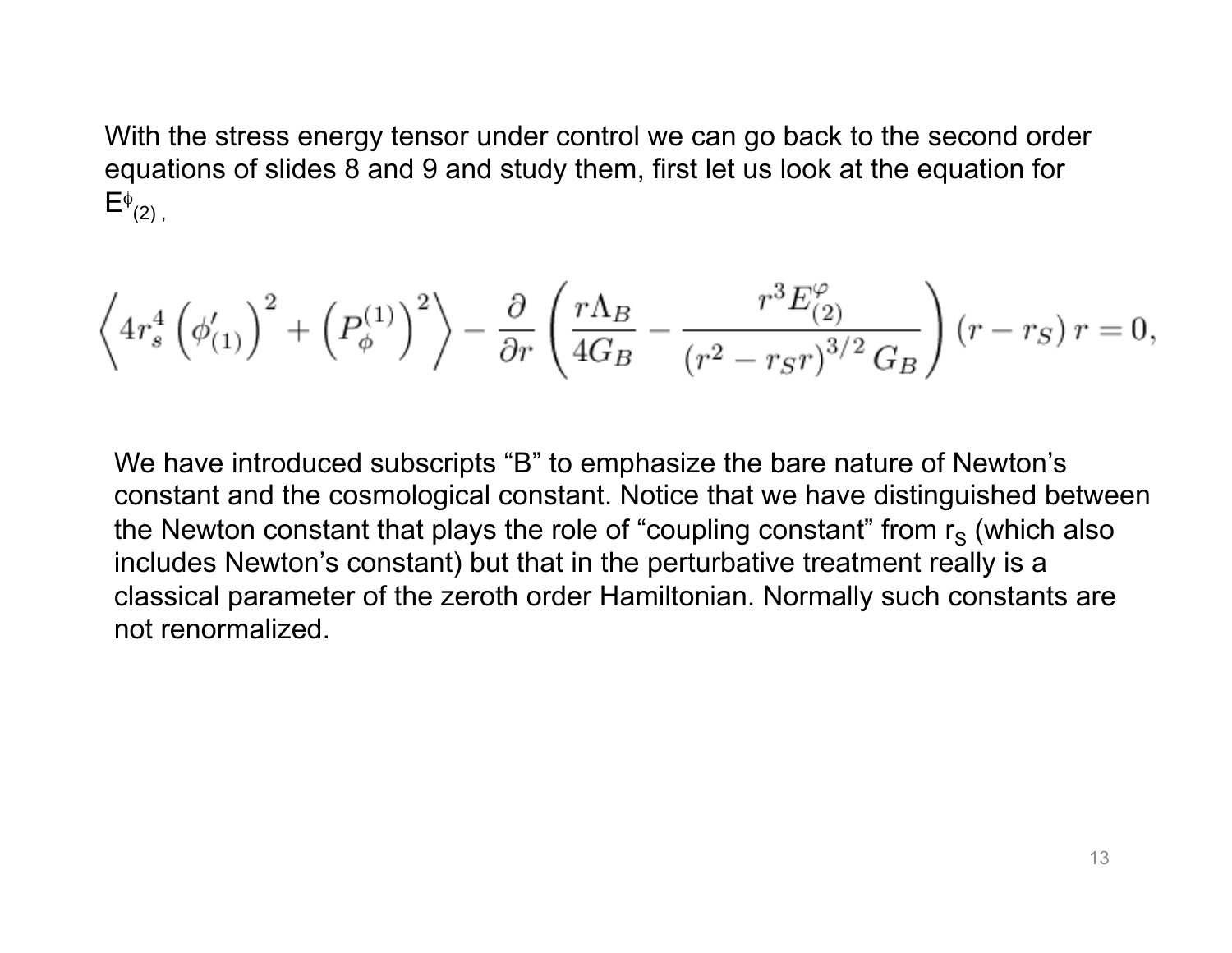With the stress energy tensor under control we can go back to the second order equations of slides 8 and 9 and study them, first let us look at the equation for $E^{\phi}_{(2)}$,

$$\left\langle 4r_s^4\left(\phi'_{(1)}\right)^2+\left(P_\phi^{(1)}\right)^2\right\rangle-\frac{\partial}{\partial r}\left(\frac{r\Lambda_B}{4G_B}-\frac{r^3E^{\varphi}_{(2)}}{\left(r^2-r_Sr\right)^{3/2}G_B}\right)(r-r_S)\,r=0,$$

We have introduced subscripts "B" to emphasize the bare nature of Newton's constant and the cosmological constant. Notice that we have distinguished between the Newton constant that plays the role of "coupling constant" from $r_S$ (which also includes Newton's constant) but that in the perturbative treatment really is a classical parameter of the zeroth order Hamiltonian. Normally such constants are not renormalized.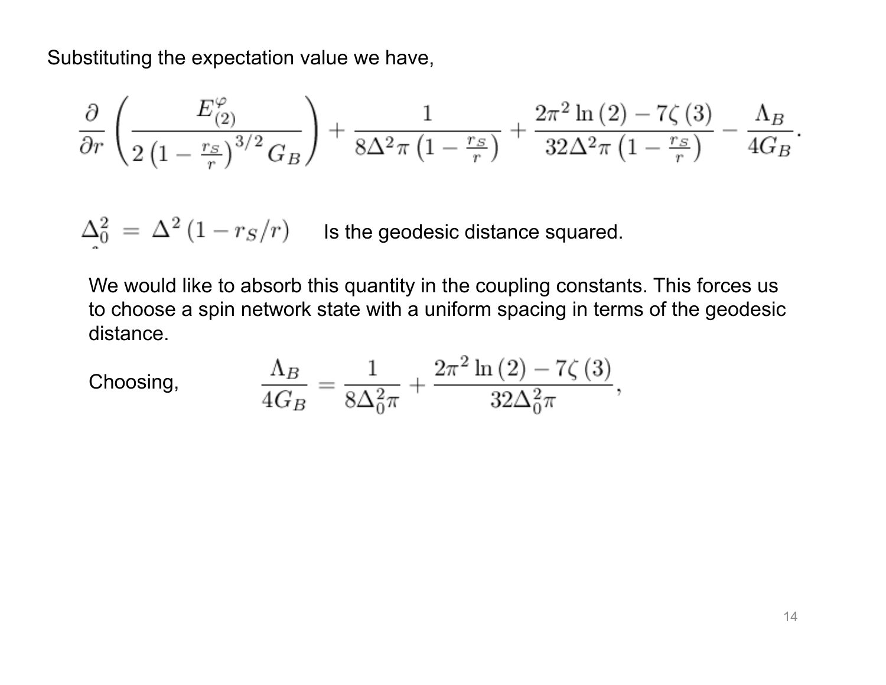Substituting the expectation value we have,

$$\frac{\partial}{\partial r}\left(\frac{E^{\varphi}_{(2)}}{2\left(1-\frac{r_S}{r}\right)^{3/2}G_B}\right)+\frac{1}{8\Delta^2\pi\left(1-\frac{r_S}{r}\right)}+\frac{2\pi^2\ln\left(2\right)-7\zeta\left(3\right)}{32\Delta^2\pi\left(1-\frac{r_S}{r}\right)}-\frac{\Lambda_B}{4G_B}.$$

$\Delta_0^2 \;=\; \Delta^2\left(1-r_S/r\right)$ Is the geodesic distance squared.

We would like to absorb this quantity in the coupling constants. This forces us to choose a spin network state with a uniform spacing in terms of the geodesic distance.

Choosing,

$$\frac{\Lambda_B}{4G_B}=\frac{1}{8\Delta_0^2\pi}+\frac{2\pi^2\ln\left(2\right)-7\zeta\left(3\right)}{32\Delta_0^2\pi},$$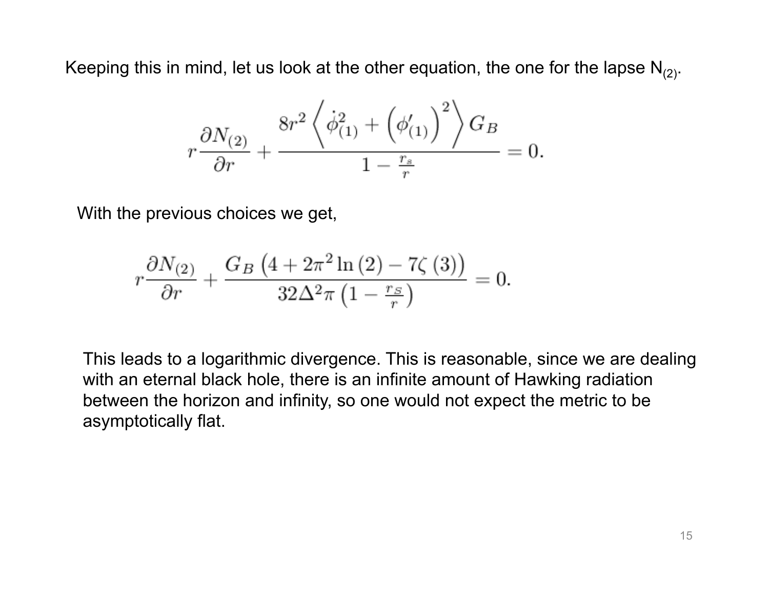Keeping this in mind, let us look at the other equation, the one for the lapse $N_{(2)}$.

$$
r\frac{\partial N_{(2)}}{\partial r}+\frac{8r^2\left\langle \dot{\phi}_{(1)}^2+\left(\phi_{(1)}'\right)^2\right\rangle G_B}{1-\frac{r_s}{r}}=0.
$$

With the previous choices we get,

$$
r\frac{\partial N_{(2)}}{\partial r}+\frac{G_B\left(4+2\pi^2\ln\left(2\right)-7\zeta\left(3\right)\right)}{32\Delta^2\pi\left(1-\frac{r_S}{r}\right)}=0.
$$

This leads to a logarithmic divergence. This is reasonable, since we are dealing with an eternal black hole, there is an infinite amount of Hawking radiation between the horizon and infinity, so one would not expect the metric to be asymptotically flat.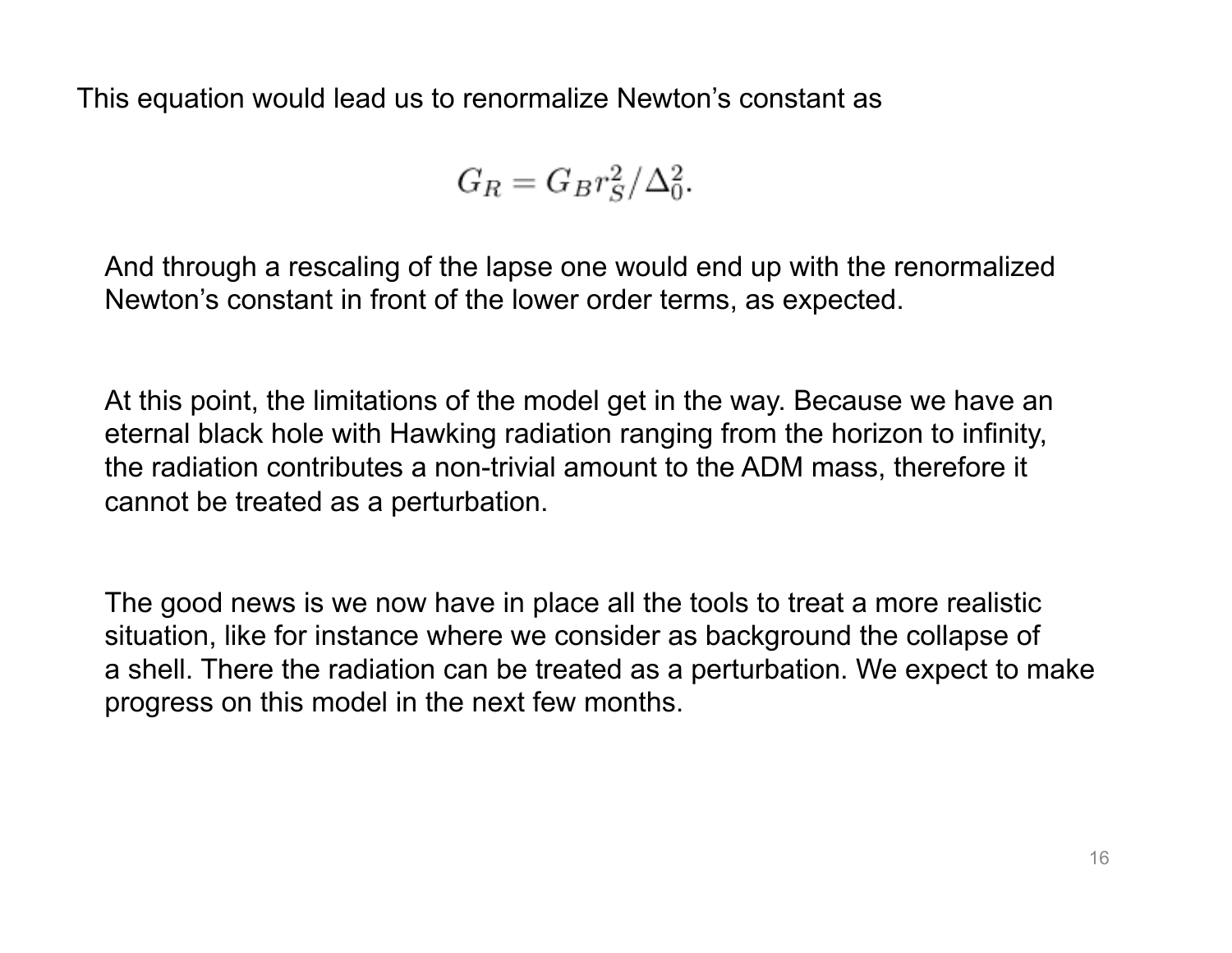This equation would lead us to renormalize Newton's constant as

$$G_R = G_B r_S^2 / \Delta_0^2.$$

And through a rescaling of the lapse one would end up with the renormalized Newton's constant in front of the lower order terms, as expected.

At this point, the limitations of the model get in the way. Because we have an eternal black hole with Hawking radiation ranging from the horizon to infinity, the radiation contributes a non-trivial amount to the ADM mass, therefore it cannot be treated as a perturbation.

The good news is we now have in place all the tools to treat a more realistic situation, like for instance where we consider as background the collapse of a shell. There the radiation can be treated as a perturbation. We expect to make progress on this model in the next few months.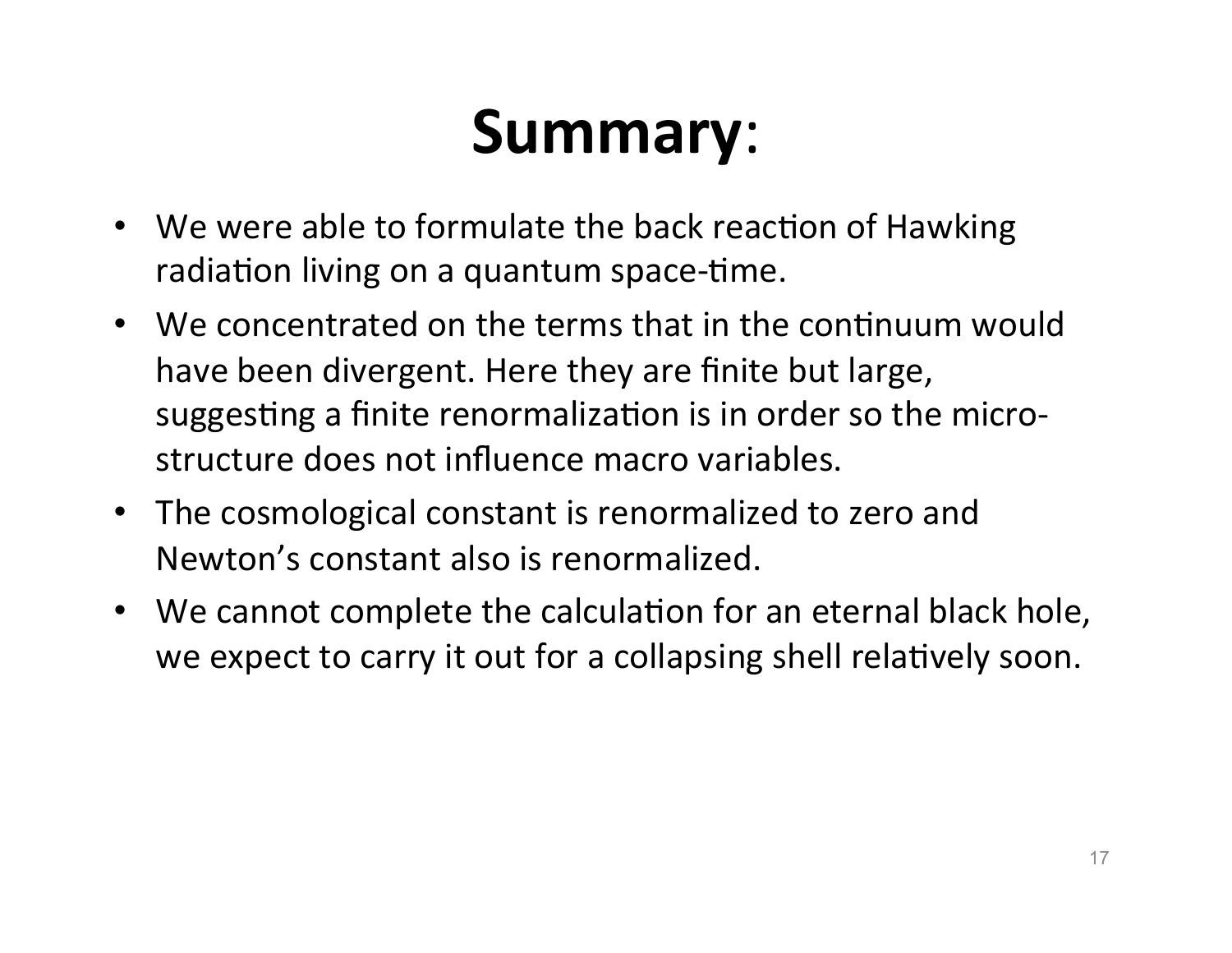# **Summary**:

- We were able to formulate the back reaction of Hawking radiation living on a quantum space-time.
- We concentrated on the terms that in the continuum would have been divergent. Here they are finite but large, suggesting a finite renormalization is in order so the micro-structure does not influence macro variables.
- The cosmological constant is renormalized to zero and Newton's constant also is renormalized.
- We cannot complete the calculation for an eternal black hole, we expect to carry it out for a collapsing shell relatively soon.